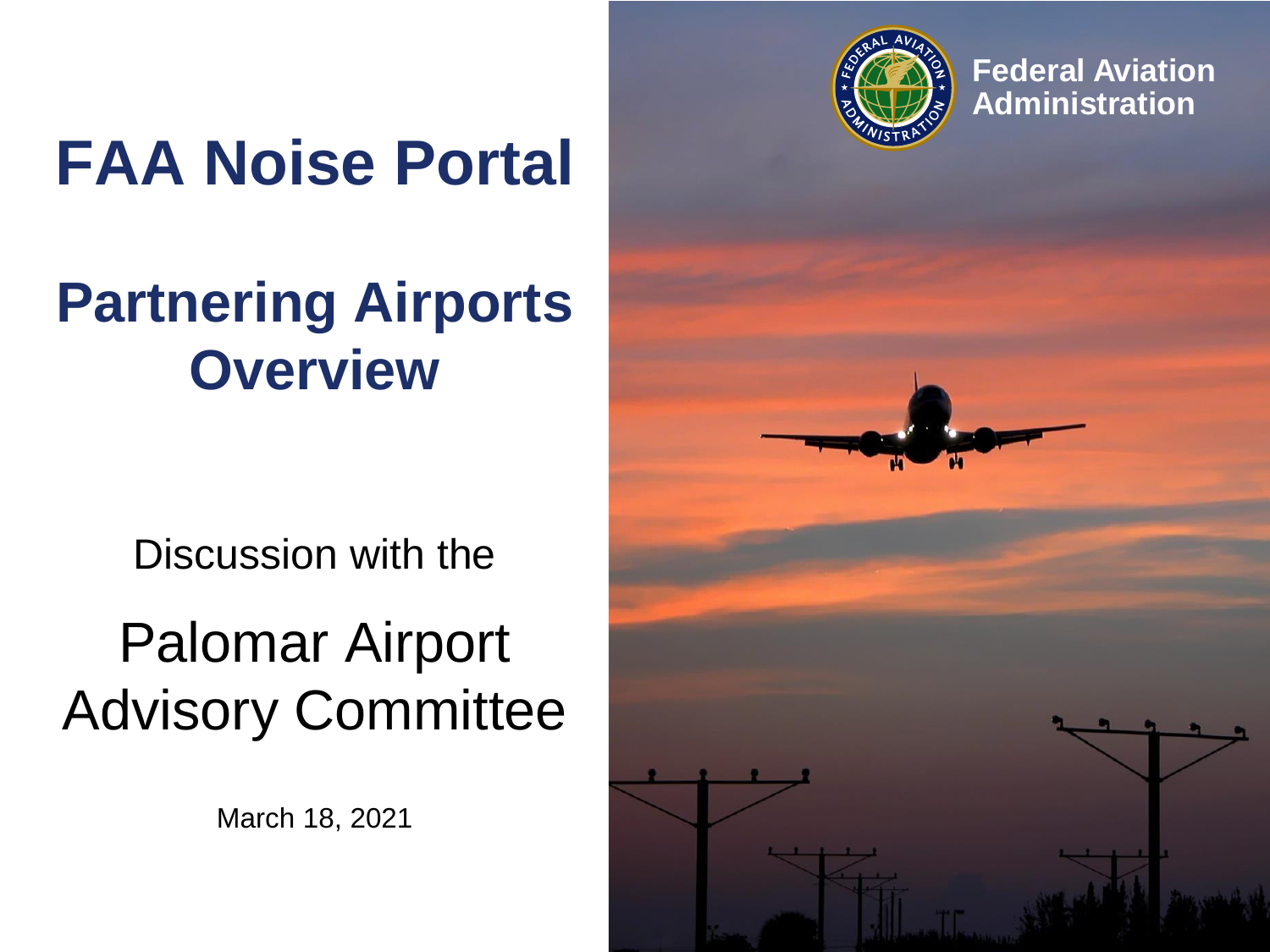# FAA Noise Portal

## Partnering Airports Overview

Discussion with the

Palomar Airport Advisory Committee

March 18, 2021

Federal Aviation Administration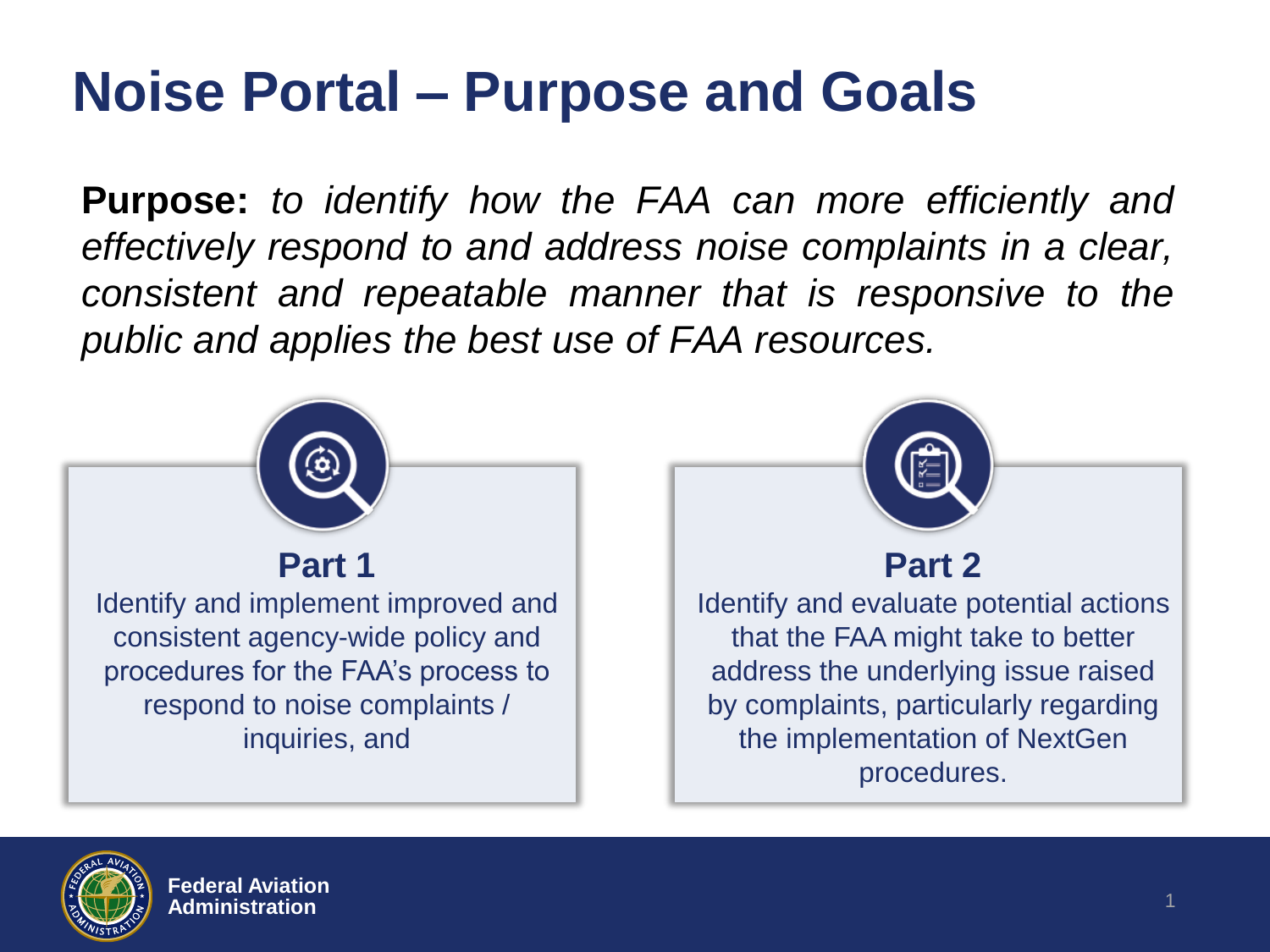# Noise Portal – Purpose and Goals

**Purpose:** *to identify how the FAA can more efficiently and effectively respond to and address noise complaints in a clear, consistent and repeatable manner that is responsive to the public and applies the best use of FAA resources.*

### Part 1

Identify and implement improved and consistent agency-wide policy and procedures for the FAA's process to respond to noise complaints / inquiries, and

### Part 2

Identify and evaluate potential actions that the FAA might take to better address the underlying issue raised by complaints, particularly regarding the implementation of NextGen procedures.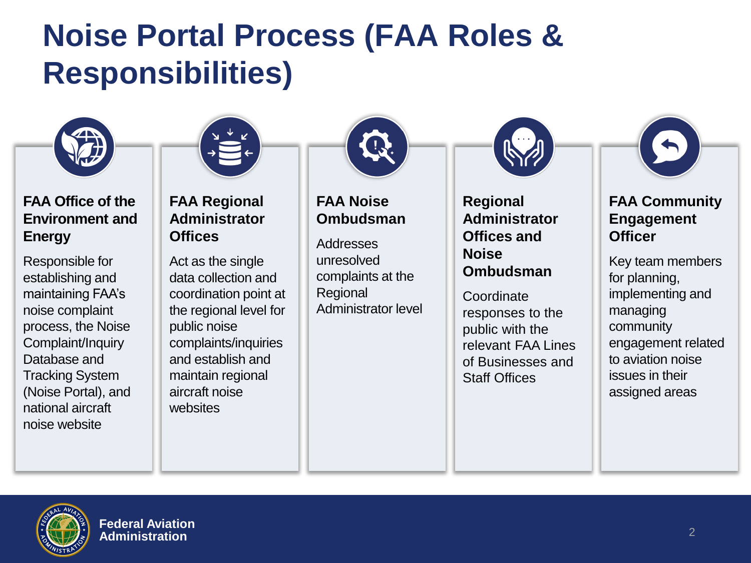# Noise Portal Process (FAA Roles & Responsibilities)

### FAA Office of the Environment and Energy

Responsible for establishing and maintaining FAA's noise complaint process, the Noise Complaint/Inquiry Database and Tracking System (Noise Portal), and national aircraft noise website

### FAA Regional Administrator Offices

Act as the single data collection and coordination point at the regional level for public noise complaints/inquiries and establish and maintain regional aircraft noise websites

### FAA Noise Ombudsman

Addresses unresolved complaints at the Regional Administrator level

### Regional Administrator Offices and Noise Ombudsman

Coordinate responses to the public with the relevant FAA Lines of Businesses and Staff Offices

### FAA Community Engagement Officer

Key team members for planning, implementing and managing community engagement related to aviation noise issues in their assigned areas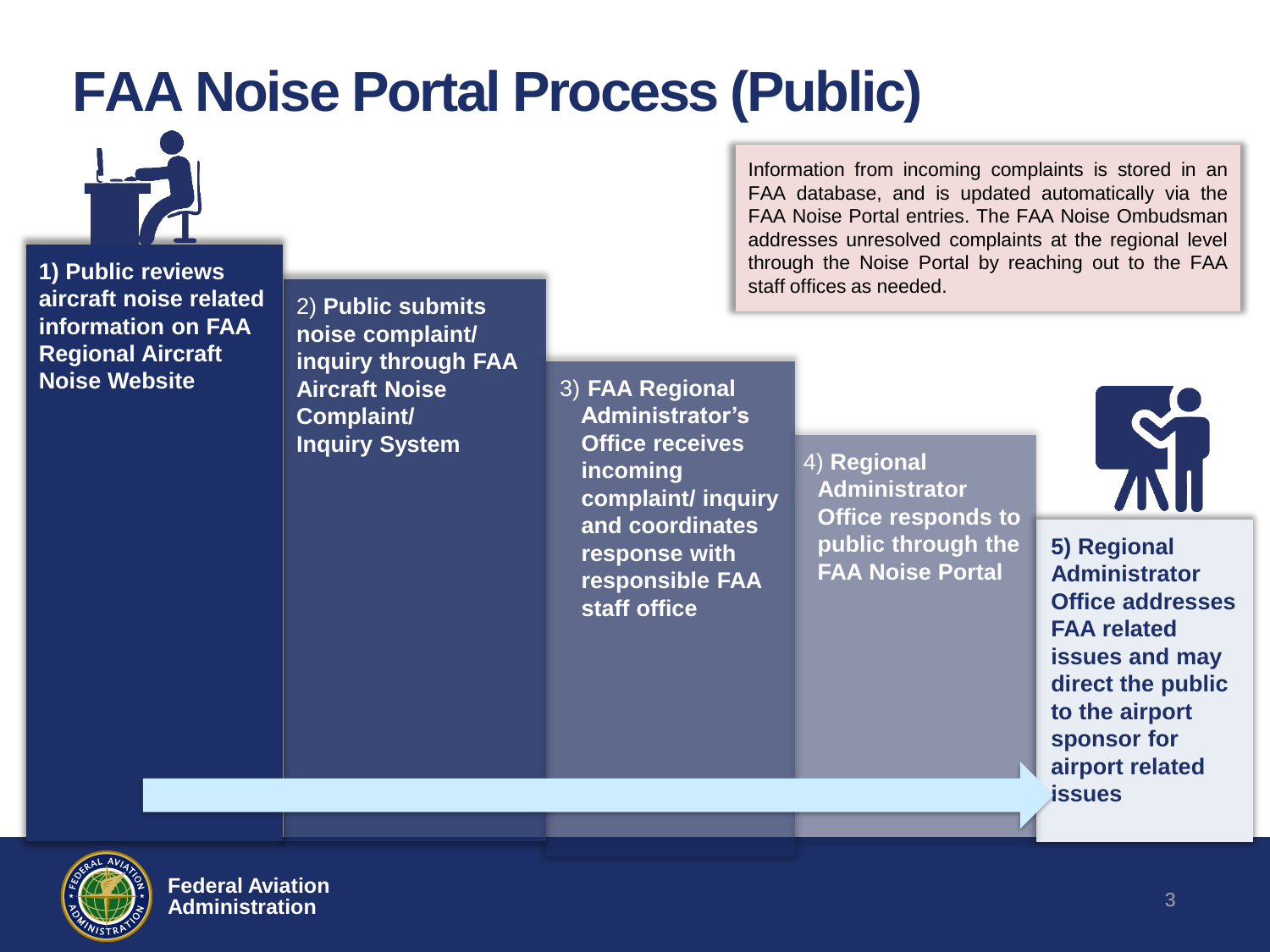# FAA Noise Portal Process (Public)

Information from incoming complaints is stored in an FAA database, and is updated automatically via the FAA Noise Portal entries. The FAA Noise Ombudsman addresses unresolved complaints at the regional level through the Noise Portal by reaching out to the FAA staff offices as needed.

1) **Public reviews aircraft noise related information on FAA Regional Aircraft Noise Website**

2) **Public submits noise complaint/ inquiry through FAA Aircraft Noise Complaint/ Inquiry System**

3) **FAA Regional Administrator's Office receives incoming complaint/ inquiry and coordinates response with responsible FAA staff office**

4) **Regional Administrator Office responds to public through the FAA Noise Portal**

5) **Regional Administrator Office addresses FAA related issues and may direct the public to the airport sponsor for airport related issues**

**Federal Aviation Administration**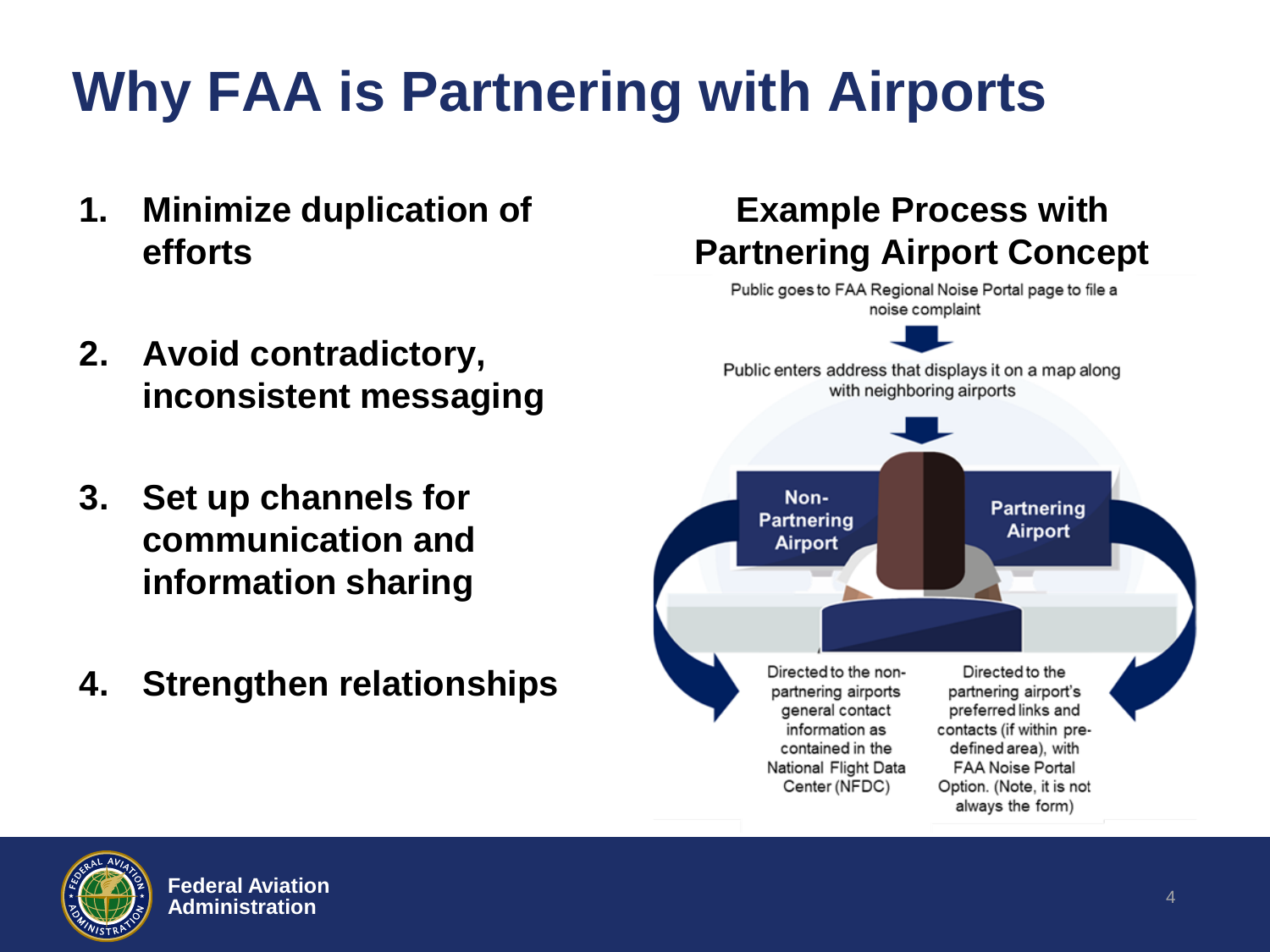# Why FAA is Partnering with Airports

1. **Minimize duplication of efforts**
2. **Avoid contradictory, inconsistent messaging**
3. **Set up channels for communication and information sharing**
4. **Strengthen relationships**

## Example Process with Partnering Airport Concept

Public goes to FAA Regional Noise Portal page to file a noise complaint

Public enters address that displays it on a map along with neighboring airports

**Non-Partnering Airport**

Directed to the non-partnering airports general contact information as contained in the National Flight Data Center (NFDC)

**Partnering Airport**

Directed to the partnering airport's preferred links and contacts (if within pre-defined area), with FAA Noise Portal Option. (Note, it is not always the form)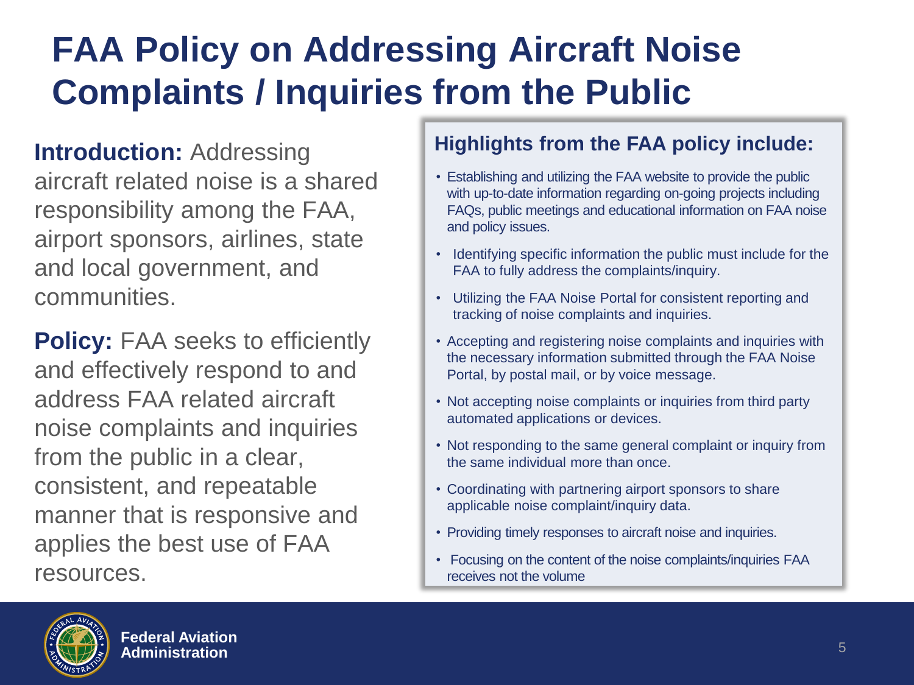# FAA Policy on Addressing Aircraft Noise Complaints / Inquiries from the Public

**Introduction:** Addressing aircraft related noise is a shared responsibility among the FAA, airport sponsors, airlines, state and local government, and communities.

**Policy:** FAA seeks to efficiently and effectively respond to and address FAA related aircraft noise complaints and inquiries from the public in a clear, consistent, and repeatable manner that is responsive and applies the best use of FAA resources.

### Highlights from the FAA policy include:

- Establishing and utilizing the FAA website to provide the public with up-to-date information regarding on-going projects including FAQs, public meetings and educational information on FAA noise and policy issues.
- Identifying specific information the public must include for the FAA to fully address the complaints/inquiry.
- Utilizing the FAA Noise Portal for consistent reporting and tracking of noise complaints and inquiries.
- Accepting and registering noise complaints and inquiries with the necessary information submitted through the FAA Noise Portal, by postal mail, or by voice message.
- Not accepting noise complaints or inquiries from third party automated applications or devices.
- Not responding to the same general complaint or inquiry from the same individual more than once.
- Coordinating with partnering airport sponsors to share applicable noise complaint/inquiry data.
- Providing timely responses to aircraft noise and inquiries.
- Focusing on the content of the noise complaints/inquiries FAA receives not the volume